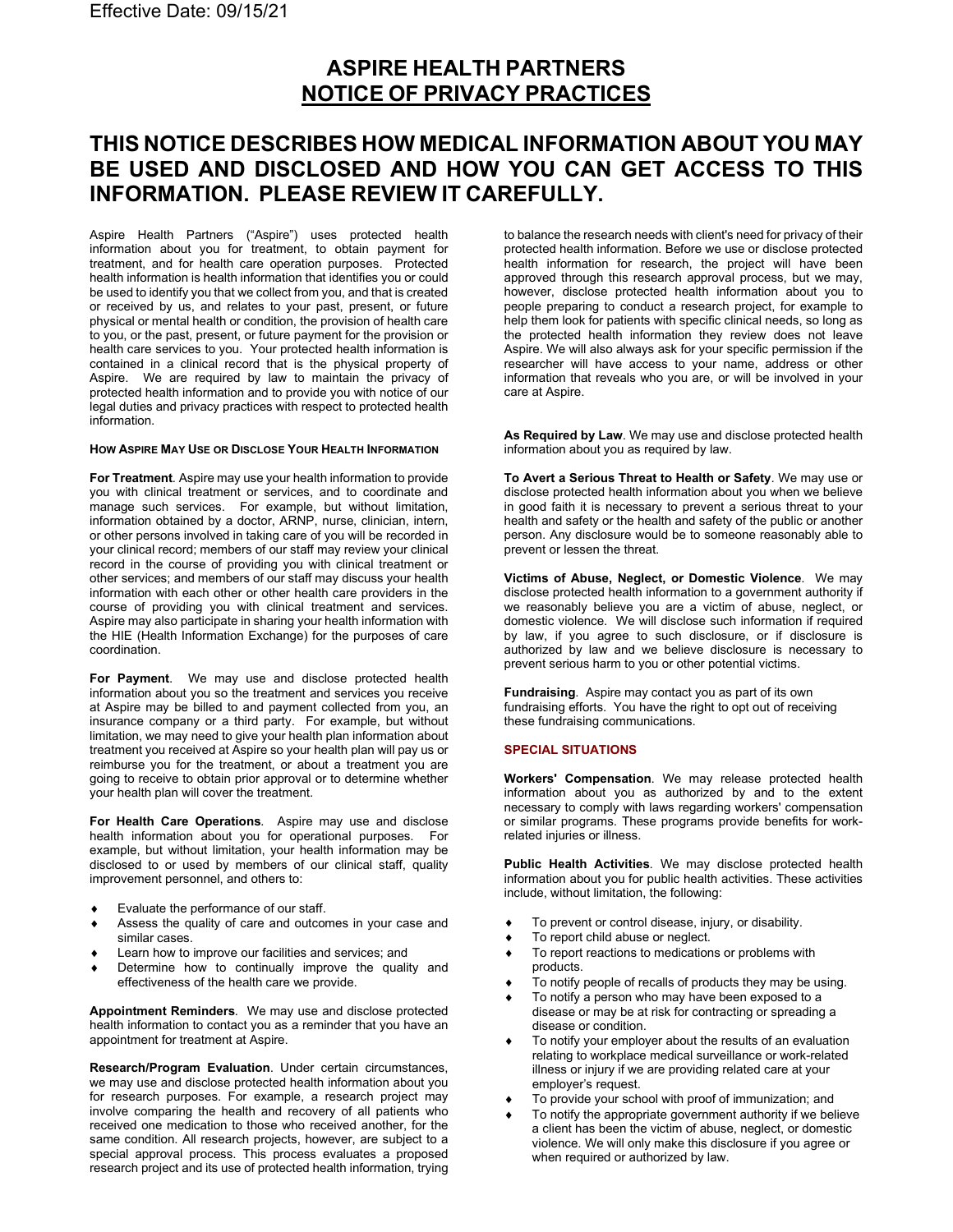Effective Date: 09/15/21

# ASPIRE HEALTH PARTNERS
## NOTICE OF PRIVACY PRACTICES

## THIS NOTICE DESCRIBES HOW MEDICAL INFORMATION ABOUT YOU MAY BE USED AND DISCLOSED AND HOW YOU CAN GET ACCESS TO THIS INFORMATION. PLEASE REVIEW IT CAREFULLY.

Aspire Health Partners ("Aspire") uses protected health information about you for treatment, to obtain payment for treatment, and for health care operation purposes. Protected health information is health information that identifies you or could be used to identify you that we collect from you, and that is created or received by us, and relates to your past, present, or future physical or mental health or condition, the provision of health care to you, or the past, present, or future payment for the provision or health care services to you. Your protected health information is contained in a clinical record that is the physical property of Aspire. We are required by law to maintain the privacy of protected health information and to provide you with notice of our legal duties and privacy practices with respect to protected health information.

### HOW ASPIRE MAY USE OR DISCLOSE YOUR HEALTH INFORMATION

**For Treatment**. Aspire may use your health information to provide you with clinical treatment or services, and to coordinate and manage such services. For example, but without limitation, information obtained by a doctor, ARNP, nurse, clinician, intern, or other persons involved in taking care of you will be recorded in your clinical record; members of our staff may review your clinical record in the course of providing you with clinical treatment or other services; and members of our staff may discuss your health information with each other or other health care providers in the course of providing you with clinical treatment and services. Aspire may also participate in sharing your health information with the HIE (Health Information Exchange) for the purposes of care coordination.

**For Payment**. We may use and disclose protected health information about you so the treatment and services you receive at Aspire may be billed to and payment collected from you, an insurance company or a third party. For example, but without limitation, we may need to give your health plan information about treatment you received at Aspire so your health plan will pay us or reimburse you for the treatment, or about a treatment you are going to receive to obtain prior approval or to determine whether your health plan will cover the treatment.

**For Health Care Operations**. Aspire may use and disclose health information about you for operational purposes. For example, but without limitation, your health information may be disclosed to or used by members of our clinical staff, quality improvement personnel, and others to:

- Evaluate the performance of our staff.
- Assess the quality of care and outcomes in your case and similar cases.
- Learn how to improve our facilities and services; and
- Determine how to continually improve the quality and effectiveness of the health care we provide.

**Appointment Reminders**. We may use and disclose protected health information to contact you as a reminder that you have an appointment for treatment at Aspire.

**Research/Program Evaluation**. Under certain circumstances, we may use and disclose protected health information about you for research purposes. For example, a research project may involve comparing the health and recovery of all patients who received one medication to those who received another, for the same condition. All research projects, however, are subject to a special approval process. This process evaluates a proposed research project and its use of protected health information, trying to balance the research needs with client's need for privacy of their protected health information. Before we use or disclose protected health information for research, the project will have been approved through this research approval process, but we may, however, disclose protected health information about you to people preparing to conduct a research project, for example to help them look for patients with specific clinical needs, so long as the protected health information they review does not leave Aspire. We will also always ask for your specific permission if the researcher will have access to your name, address or other information that reveals who you are, or will be involved in your care at Aspire.

**As Required by Law**. We may use and disclose protected health information about you as required by law.

**To Avert a Serious Threat to Health or Safety**. We may use or disclose protected health information about you when we believe in good faith it is necessary to prevent a serious threat to your health and safety or the health and safety of the public or another person. Any disclosure would be to someone reasonably able to prevent or lessen the threat.

**Victims of Abuse, Neglect, or Domestic Violence**. We may disclose protected health information to a government authority if we reasonably believe you are a victim of abuse, neglect, or domestic violence. We will disclose such information if required by law, if you agree to such disclosure, or if disclosure is authorized by law and we believe disclosure is necessary to prevent serious harm to you or other potential victims.

**Fundraising**. Aspire may contact you as part of its own fundraising efforts. You have the right to opt out of receiving these fundraising communications.

### SPECIAL SITUATIONS

**Workers' Compensation**. We may release protected health information about you as authorized by and to the extent necessary to comply with laws regarding workers' compensation or similar programs. These programs provide benefits for work-related injuries or illness.

**Public Health Activities**. We may disclose protected health information about you for public health activities. These activities include, without limitation, the following:

- To prevent or control disease, injury, or disability.
- To report child abuse or neglect.
- To report reactions to medications or problems with products.
- To notify people of recalls of products they may be using.
- To notify a person who may have been exposed to a disease or may be at risk for contracting or spreading a disease or condition.
- To notify your employer about the results of an evaluation relating to workplace medical surveillance or work-related illness or injury if we are providing related care at your employer's request.
- To provide your school with proof of immunization; and
- To notify the appropriate government authority if we believe a client has been the victim of abuse, neglect, or domestic violence. We will only make this disclosure if you agree or when required or authorized by law.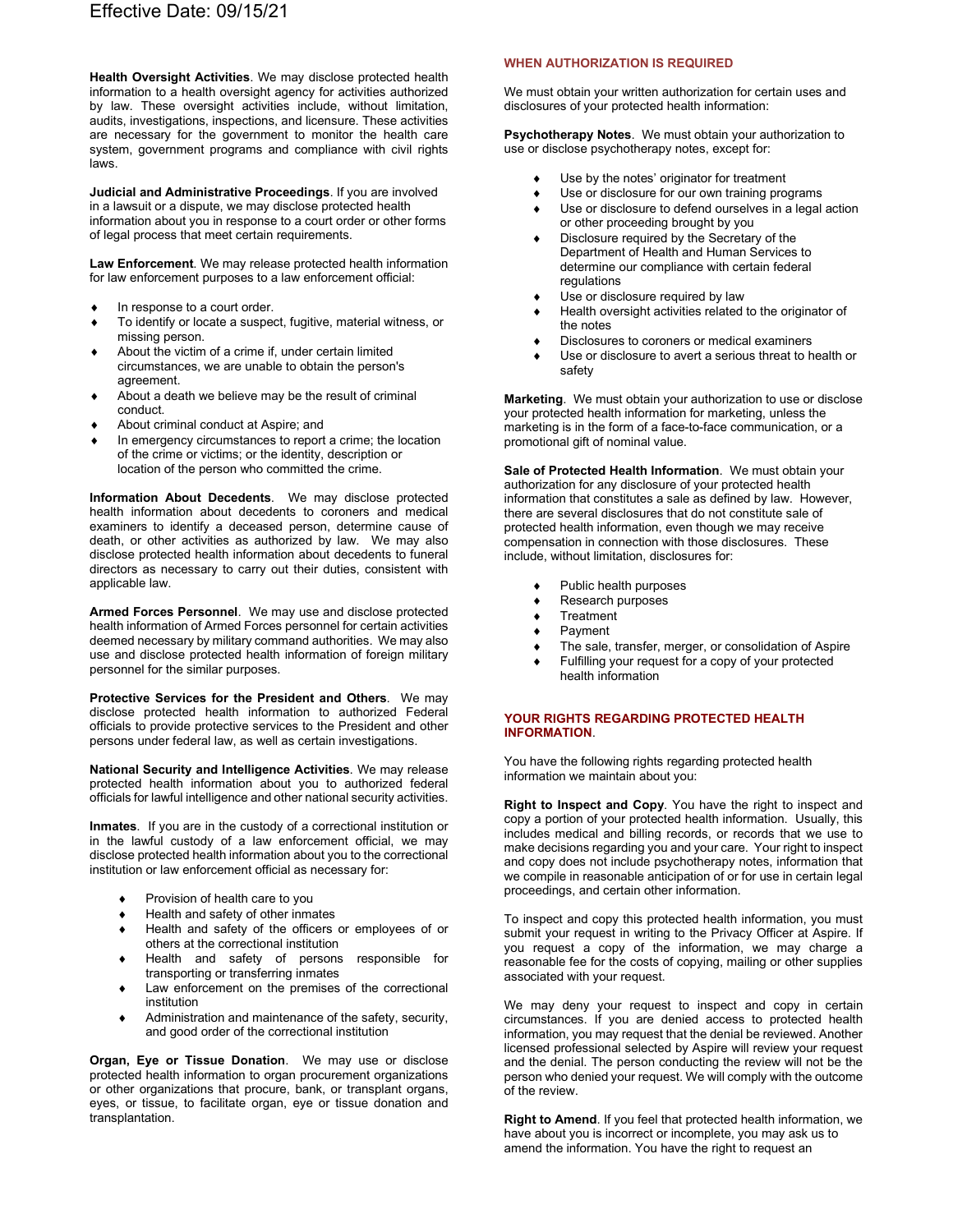Effective Date: 09/15/21

**Health Oversight Activities**. We may disclose protected health information to a health oversight agency for activities authorized by law. These oversight activities include, without limitation, audits, investigations, inspections, and licensure. These activities are necessary for the government to monitor the health care system, government programs and compliance with civil rights laws.

**Judicial and Administrative Proceedings**. If you are involved in a lawsuit or a dispute, we may disclose protected health information about you in response to a court order or other forms of legal process that meet certain requirements.

**Law Enforcement**. We may release protected health information for law enforcement purposes to a law enforcement official:

- In response to a court order.
- To identify or locate a suspect, fugitive, material witness, or missing person.
- About the victim of a crime if, under certain limited circumstances, we are unable to obtain the person's agreement.
- About a death we believe may be the result of criminal conduct.
- About criminal conduct at Aspire; and
- In emergency circumstances to report a crime; the location of the crime or victims; or the identity, description or location of the person who committed the crime.

**Information About Decedents**. We may disclose protected health information about decedents to coroners and medical examiners to identify a deceased person, determine cause of death, or other activities as authorized by law. We may also disclose protected health information about decedents to funeral directors as necessary to carry out their duties, consistent with applicable law.

**Armed Forces Personnel**. We may use and disclose protected health information of Armed Forces personnel for certain activities deemed necessary by military command authorities. We may also use and disclose protected health information of foreign military personnel for the similar purposes.

**Protective Services for the President and Others**. We may disclose protected health information to authorized Federal officials to provide protective services to the President and other persons under federal law, as well as certain investigations.

**National Security and Intelligence Activities**. We may release protected health information about you to authorized federal officials for lawful intelligence and other national security activities.

**Inmates**. If you are in the custody of a correctional institution or in the lawful custody of a law enforcement official, we may disclose protected health information about you to the correctional institution or law enforcement official as necessary for:

- Provision of health care to you
- Health and safety of other inmates
- Health and safety of the officers or employees of or others at the correctional institution
- Health and safety of persons responsible for transporting or transferring inmates
- Law enforcement on the premises of the correctional institution
- Administration and maintenance of the safety, security, and good order of the correctional institution

**Organ, Eye or Tissue Donation**. We may use or disclose protected health information to organ procurement organizations or other organizations that procure, bank, or transplant organs, eyes, or tissue, to facilitate organ, eye or tissue donation and transplantation.

## WHEN AUTHORIZATION IS REQUIRED

We must obtain your written authorization for certain uses and disclosures of your protected health information:

**Psychotherapy Notes**. We must obtain your authorization to use or disclose psychotherapy notes, except for:

- Use by the notes' originator for treatment
- Use or disclosure for our own training programs
- Use or disclosure to defend ourselves in a legal action or other proceeding brought by you
- Disclosure required by the Secretary of the Department of Health and Human Services to determine our compliance with certain federal regulations
- Use or disclosure required by law
- Health oversight activities related to the originator of the notes
- Disclosures to coroners or medical examiners
- Use or disclosure to avert a serious threat to health or safety

**Marketing**. We must obtain your authorization to use or disclose your protected health information for marketing, unless the marketing is in the form of a face-to-face communication, or a promotional gift of nominal value.

**Sale of Protected Health Information**. We must obtain your authorization for any disclosure of your protected health information that constitutes a sale as defined by law. However, there are several disclosures that do not constitute sale of protected health information, even though we may receive compensation in connection with those disclosures. These include, without limitation, disclosures for:

- Public health purposes
- Research purposes
- Treatment
- Payment
- The sale, transfer, merger, or consolidation of Aspire
- Fulfilling your request for a copy of your protected health information

## YOUR RIGHTS REGARDING PROTECTED HEALTH INFORMATION.

You have the following rights regarding protected health information we maintain about you:

**Right to Inspect and Copy**. You have the right to inspect and copy a portion of your protected health information. Usually, this includes medical and billing records, or records that we use to make decisions regarding you and your care. Your right to inspect and copy does not include psychotherapy notes, information that we compile in reasonable anticipation of or for use in certain legal proceedings, and certain other information.

To inspect and copy this protected health information, you must submit your request in writing to the Privacy Officer at Aspire. If you request a copy of the information, we may charge a reasonable fee for the costs of copying, mailing or other supplies associated with your request.

We may deny your request to inspect and copy in certain circumstances. If you are denied access to protected health information, you may request that the denial be reviewed. Another licensed professional selected by Aspire will review your request and the denial. The person conducting the review will not be the person who denied your request. We will comply with the outcome of the review.

**Right to Amend**. If you feel that protected health information, we have about you is incorrect or incomplete, you may ask us to amend the information. You have the right to request an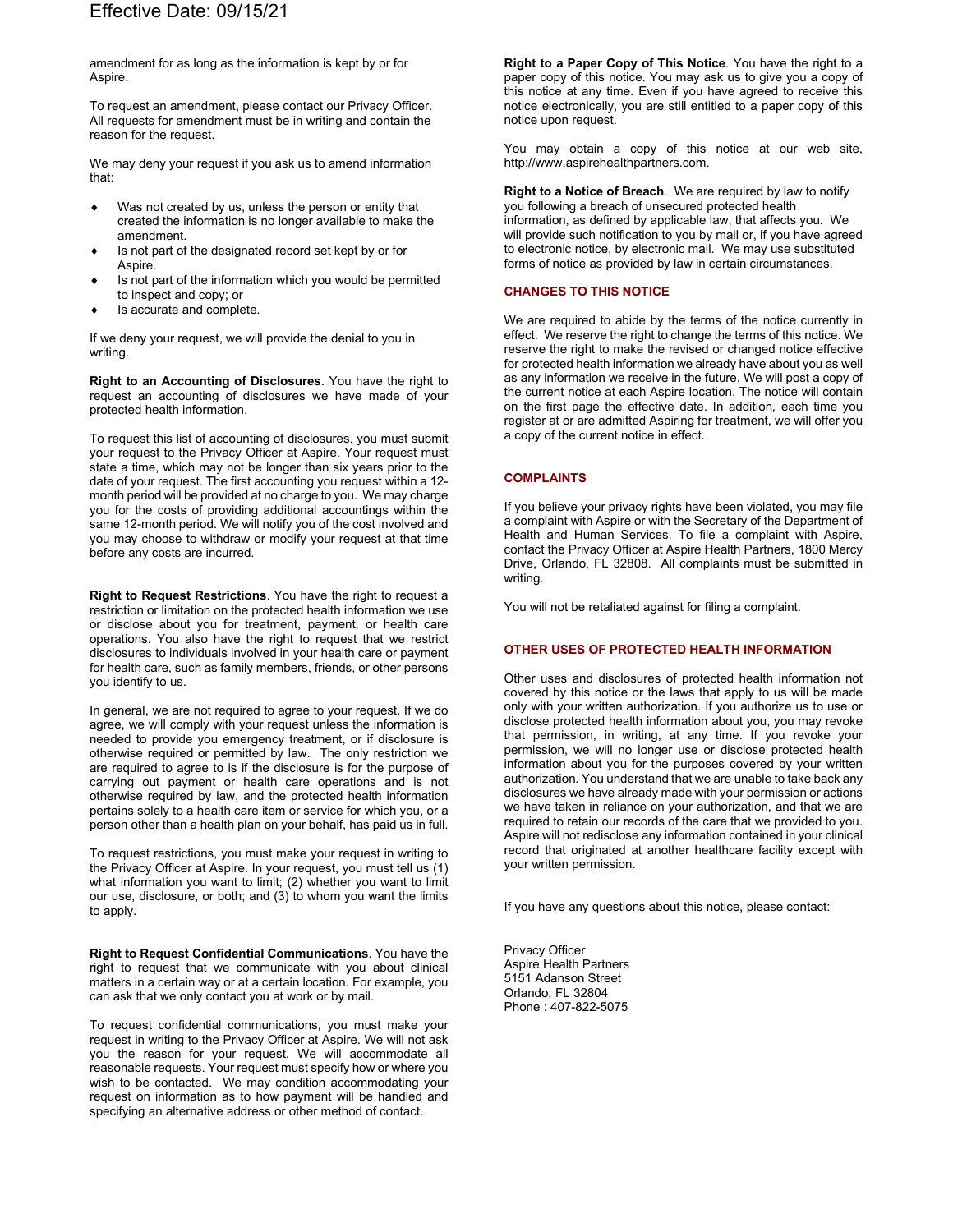amendment for as long as the information is kept by or for Aspire.

To request an amendment, please contact our Privacy Officer. All requests for amendment must be in writing and contain the reason for the request.

We may deny your request if you ask us to amend information that:

- Was not created by us, unless the person or entity that created the information is no longer available to make the amendment.
- Is not part of the designated record set kept by or for Aspire.
- Is not part of the information which you would be permitted to inspect and copy; or
- Is accurate and complete.

If we deny your request, we will provide the denial to you in writing.

**Right to an Accounting of Disclosures**. You have the right to request an accounting of disclosures we have made of your protected health information.

To request this list of accounting of disclosures, you must submit your request to the Privacy Officer at Aspire. Your request must state a time, which may not be longer than six years prior to the date of your request. The first accounting you request within a 12-month period will be provided at no charge to you. We may charge you for the costs of providing additional accountings within the same 12-month period. We will notify you of the cost involved and you may choose to withdraw or modify your request at that time before any costs are incurred.

**Right to Request Restrictions**. You have the right to request a restriction or limitation on the protected health information we use or disclose about you for treatment, payment, or health care operations. You also have the right to request that we restrict disclosures to individuals involved in your health care or payment for health care, such as family members, friends, or other persons you identify to us.

In general, we are not required to agree to your request. If we do agree, we will comply with your request unless the information is needed to provide you emergency treatment, or if disclosure is otherwise required or permitted by law. The only restriction we are required to agree to is if the disclosure is for the purpose of carrying out payment or health care operations and is not otherwise required by law, and the protected health information pertains solely to a health care item or service for which you, or a person other than a health plan on your behalf, has paid us in full.

To request restrictions, you must make your request in writing to the Privacy Officer at Aspire. In your request, you must tell us (1) what information you want to limit; (2) whether you want to limit our use, disclosure, or both; and (3) to whom you want the limits to apply.

**Right to Request Confidential Communications**. You have the right to request that we communicate with you about clinical matters in a certain way or at a certain location. For example, you can ask that we only contact you at work or by mail.

To request confidential communications, you must make your request in writing to the Privacy Officer at Aspire. We will not ask you the reason for your request. We will accommodate all reasonable requests. Your request must specify how or where you wish to be contacted. We may condition accommodating your request on information as to how payment will be handled and specifying an alternative address or other method of contact.

**Right to a Paper Copy of This Notice**. You have the right to a paper copy of this notice. You may ask us to give you a copy of this notice at any time. Even if you have agreed to receive this notice electronically, you are still entitled to a paper copy of this notice upon request.

You may obtain a copy of this notice at our web site, http://www.aspirehealthpartners.com.

**Right to a Notice of Breach**. We are required by law to notify you following a breach of unsecured protected health information, as defined by applicable law, that affects you. We will provide such notification to you by mail or, if you have agreed to electronic notice, by electronic mail. We may use substituted forms of notice as provided by law in certain circumstances.

## CHANGES TO THIS NOTICE

We are required to abide by the terms of the notice currently in effect. We reserve the right to change the terms of this notice. We reserve the right to make the revised or changed notice effective for protected health information we already have about you as well as any information we receive in the future. We will post a copy of the current notice at each Aspire location. The notice will contain on the first page the effective date. In addition, each time you register at or are admitted Aspiring for treatment, we will offer you a copy of the current notice in effect.

## COMPLAINTS

If you believe your privacy rights have been violated, you may file a complaint with Aspire or with the Secretary of the Department of Health and Human Services. To file a complaint with Aspire, contact the Privacy Officer at Aspire Health Partners, 1800 Mercy Drive, Orlando, FL 32808. All complaints must be submitted in writing.

You will not be retaliated against for filing a complaint.

## OTHER USES OF PROTECTED HEALTH INFORMATION

Other uses and disclosures of protected health information not covered by this notice or the laws that apply to us will be made only with your written authorization. If you authorize us to use or disclose protected health information about you, you may revoke that permission, in writing, at any time. If you revoke your permission, we will no longer use or disclose protected health information about you for the purposes covered by your written authorization. You understand that we are unable to take back any disclosures we have already made with your permission or actions we have taken in reliance on your authorization, and that we are required to retain our records of the care that we provided to you. Aspire will not redisclose any information contained in your clinical record that originated at another healthcare facility except with your written permission.

If you have any questions about this notice, please contact:

Privacy Officer
Aspire Health Partners
5151 Adanson Street
Orlando, FL 32804
Phone : 407-822-5075